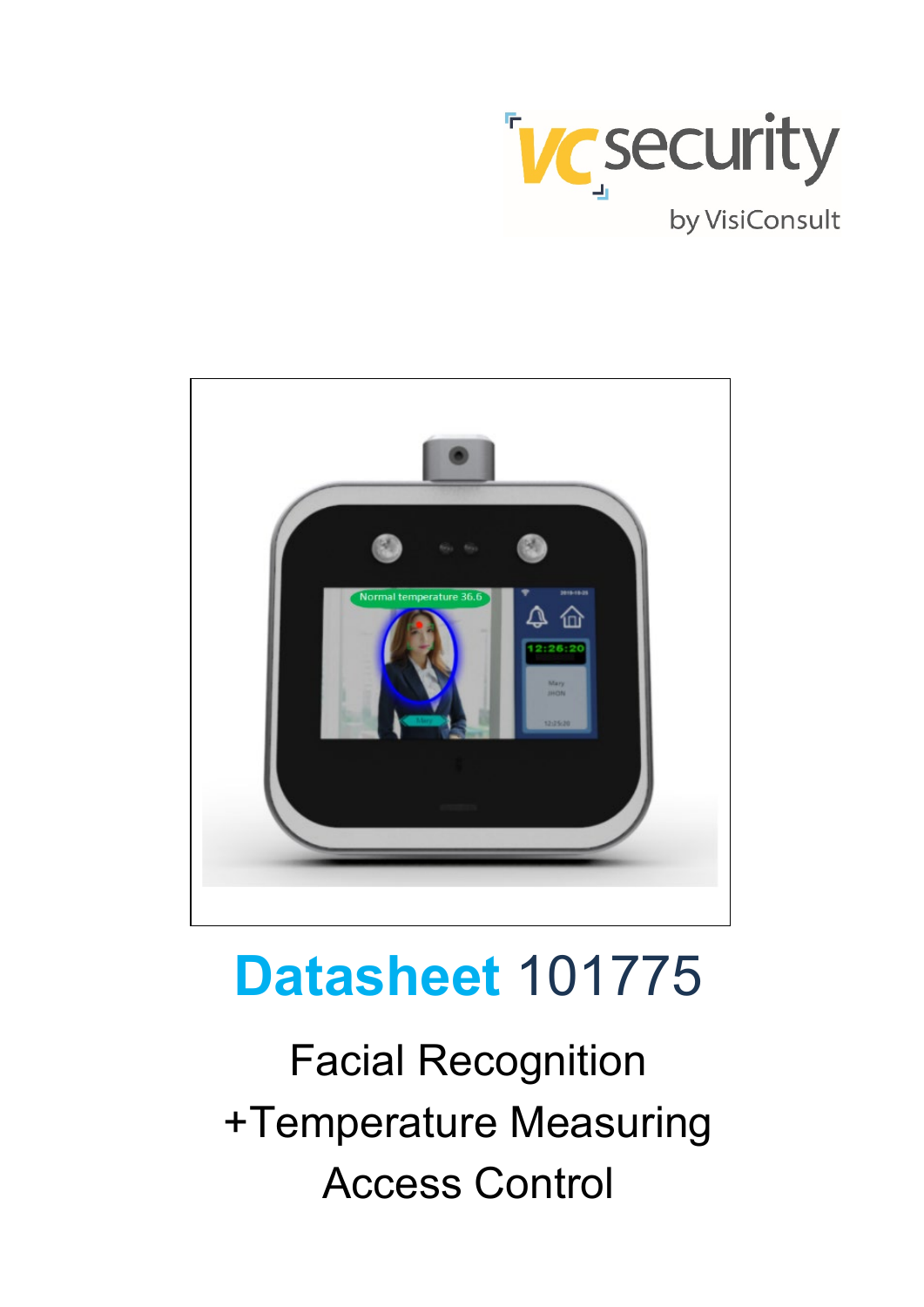# Datasheet 101775

Facial Recognition

+Temperature Measuring

Access Control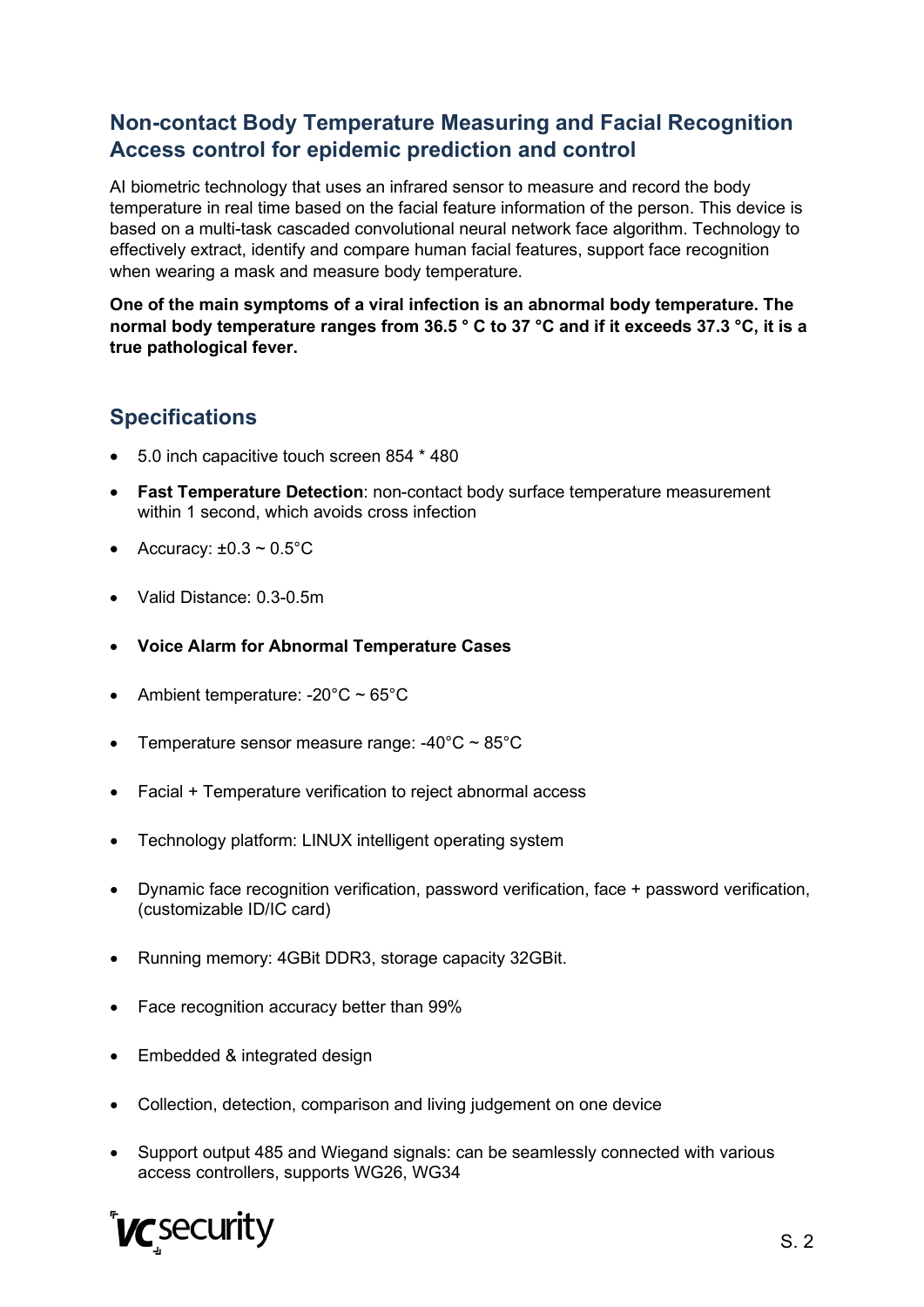## Non-contact Body Temperature Measuring and Facial Recognition Access control for epidemic prediction and control

AI biometric technology that uses an infrared sensor to measure and record the body temperature in real time based on the facial feature information of the person. This device is based on a multi-task cascaded convolutional neural network face algorithm. Technology to effectively extract, identify and compare human facial features, support face recognition when wearing a mask and measure body temperature.

**One of the main symptoms of a viral infection is an abnormal body temperature. The normal body temperature ranges from 36.5 ° C to 37 °C and if it exceeds 37.3 °C, it is a true pathological fever.**

## Specifications

- 5.0 inch capacitive touch screen 854 * 480
- **Fast Temperature Detection**: non-contact body surface temperature measurement within 1 second, which avoids cross infection
- Accuracy: ±0.3 ~ 0.5°C
- Valid Distance: 0.3-0.5m
- **Voice Alarm for Abnormal Temperature Cases**
- Ambient temperature: -20°C ~ 65°C
- Temperature sensor measure range: -40°C ~ 85°C
- Facial + Temperature verification to reject abnormal access
- Technology platform: LINUX intelligent operating system
- Dynamic face recognition verification, password verification, face + password verification, (customizable ID/IC card)
- Running memory: 4GBit DDR3, storage capacity 32GBit.
- Face recognition accuracy better than 99%
- Embedded & integrated design
- Collection, detection, comparison and living judgement on one device
- Support output 485 and Wiegand signals: can be seamlessly connected with various access controllers, supports WG26, WG34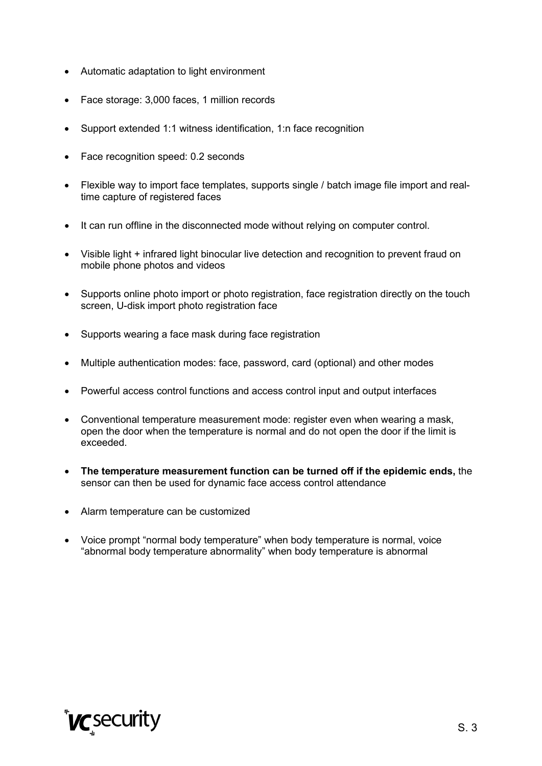- Automatic adaptation to light environment
- Face storage: 3,000 faces, 1 million records
- Support extended 1:1 witness identification, 1:n face recognition
- Face recognition speed: 0.2 seconds
- Flexible way to import face templates, supports single / batch image file import and real-time capture of registered faces
- It can run offline in the disconnected mode without relying on computer control.
- Visible light + infrared light binocular live detection and recognition to prevent fraud on mobile phone photos and videos
- Supports online photo import or photo registration, face registration directly on the touch screen, U-disk import photo registration face
- Supports wearing a face mask during face registration
- Multiple authentication modes: face, password, card (optional) and other modes
- Powerful access control functions and access control input and output interfaces
- Conventional temperature measurement mode: register even when wearing a mask, open the door when the temperature is normal and do not open the door if the limit is exceeded.
- **The temperature measurement function can be turned off if the epidemic ends,** the sensor can then be used for dynamic face access control attendance
- Alarm temperature can be customized
- Voice prompt “normal body temperature” when body temperature is normal, voice “abnormal body temperature abnormality” when body temperature is abnormal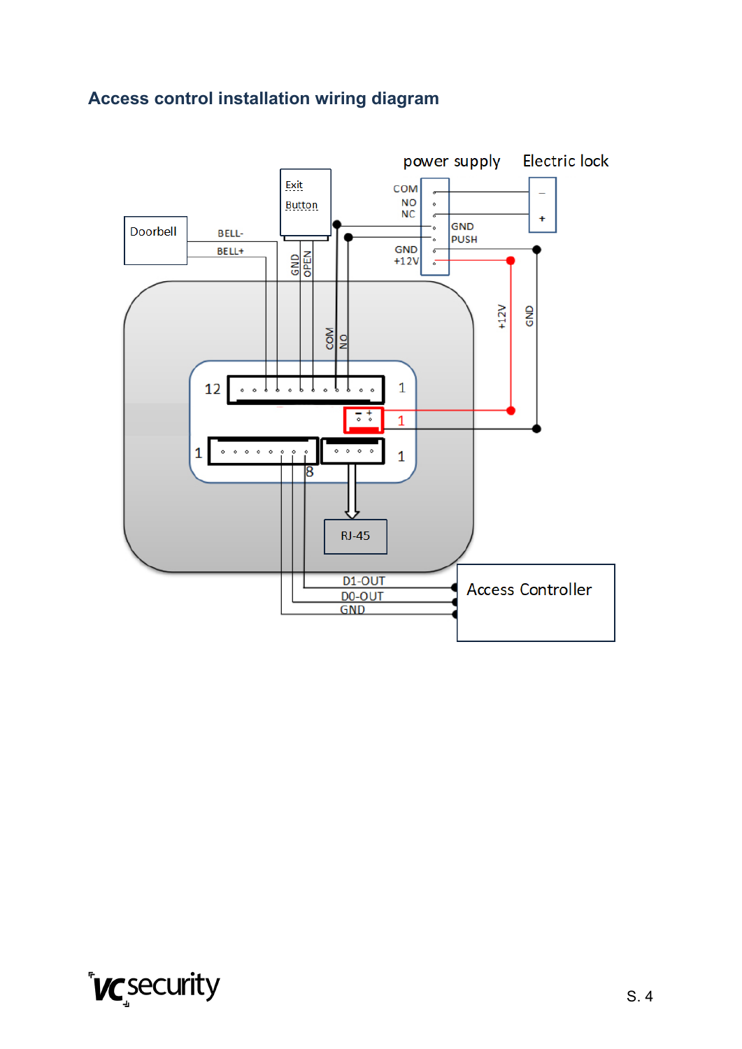## Access control installation wiring diagram

power supply

Electric lock

COM
NO
NC
GND
PUSH
GND
+12V

Exit Button

Doorbell

BELL-
BELL+

GND
OPEN

COM
NO

+12V
GND

12
1
1
1
1
8

RJ-45

D1-OUT
D0-OUT
GND

Access Controller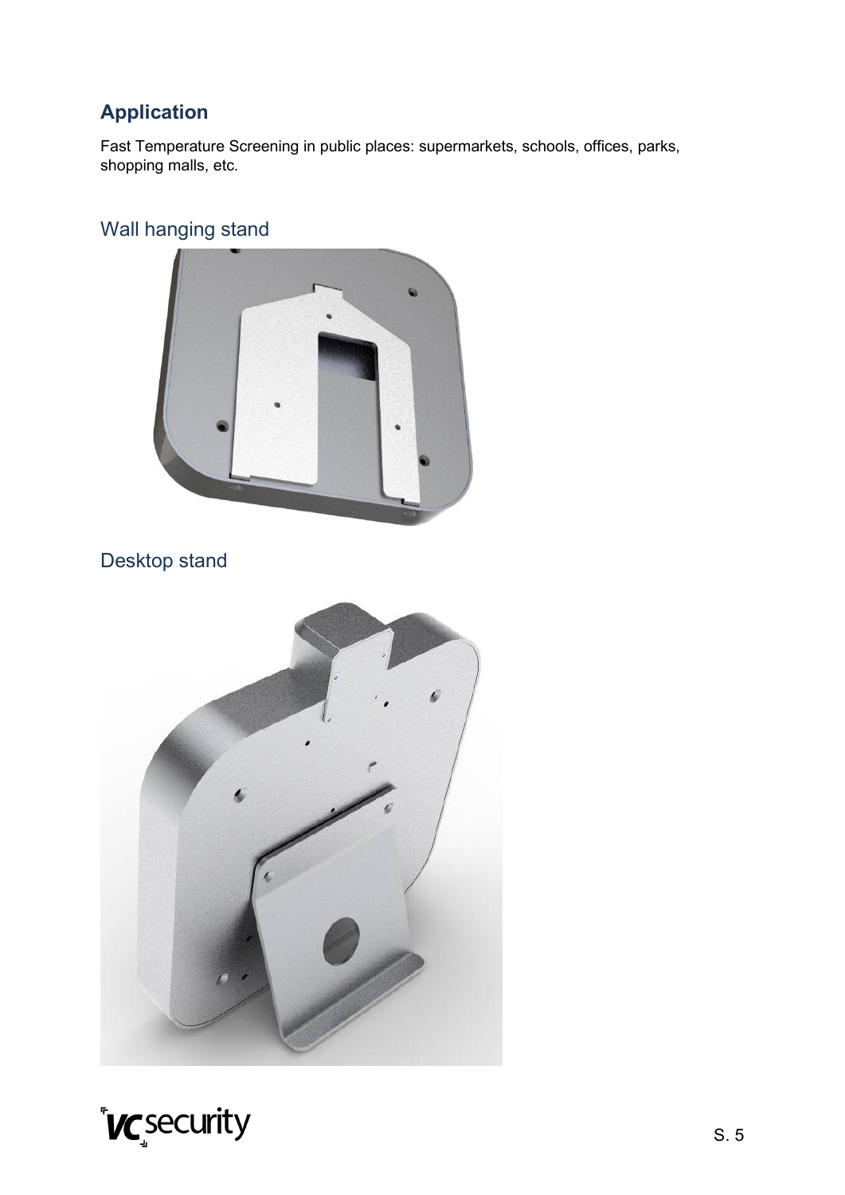## Application

Fast Temperature Screening in public places: supermarkets, schools, offices, parks, shopping malls, etc.

### Wall hanging stand

### Desktop stand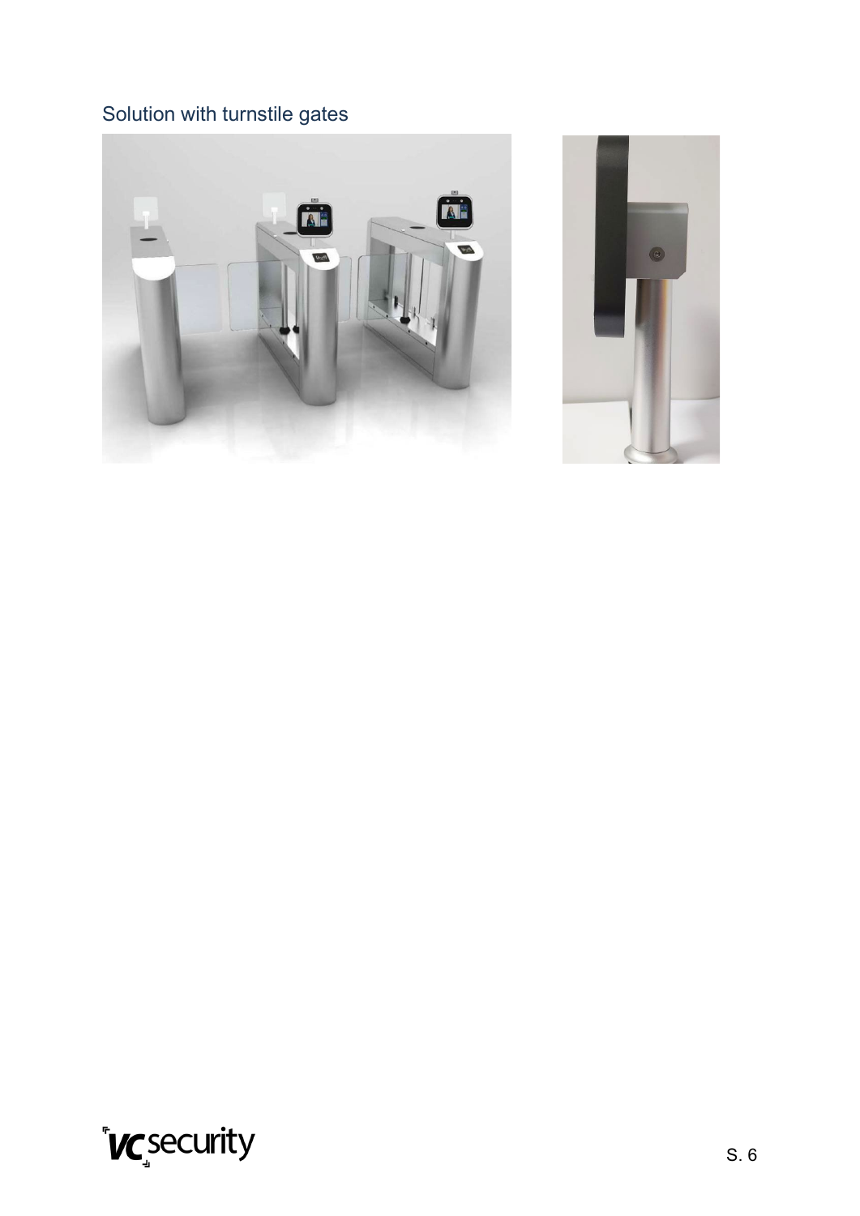## Solution with turnstile gates